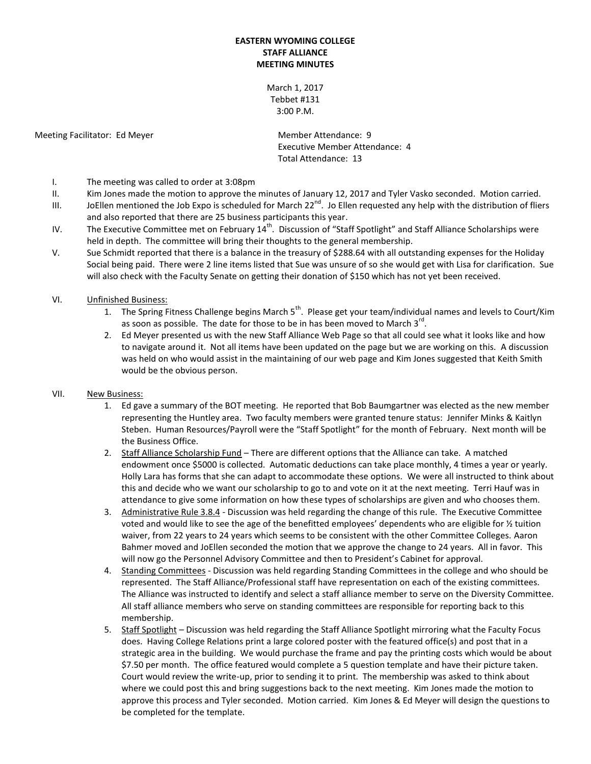# EASTERN WYOMING COLLEGE
## STAFF ALLIANCE
## MEETING MINUTES

March 1, 2017
Tebbet #131
3:00 P.M.

Meeting Facilitator: Ed Meyer

Member Attendance: 9
Executive Member Attendance: 4
Total Attendance: 13

I. The meeting was called to order at 3:08pm

II. Kim Jones made the motion to approve the minutes of January 12, 2017 and Tyler Vasko seconded. Motion carried.

III. JoEllen mentioned the Job Expo is scheduled for March 22nd. Jo Ellen requested any help with the distribution of fliers and also reported that there are 25 business participants this year.

IV. The Executive Committee met on February 14th. Discussion of "Staff Spotlight" and Staff Alliance Scholarships were held in depth. The committee will bring their thoughts to the general membership.

V. Sue Schmidt reported that there is a balance in the treasury of $288.64 with all outstanding expenses for the Holiday Social being paid. There were 2 line items listed that Sue was unsure of so she would get with Lisa for clarification. Sue will also check with the Faculty Senate on getting their donation of $150 which has not yet been received.

VI. Unfinished Business:

1. The Spring Fitness Challenge begins March 5th. Please get your team/individual names and levels to Court/Kim as soon as possible. The date for those to be in has been moved to March 3rd.
2. Ed Meyer presented us with the new Staff Alliance Web Page so that all could see what it looks like and how to navigate around it. Not all items have been updated on the page but we are working on this. A discussion was held on who would assist in the maintaining of our web page and Kim Jones suggested that Keith Smith would be the obvious person.

VII. New Business:

1. Ed gave a summary of the BOT meeting. He reported that Bob Baumgartner was elected as the new member representing the Huntley area. Two faculty members were granted tenure status: Jennifer Minks & Kaitlyn Steben. Human Resources/Payroll were the "Staff Spotlight" for the month of February. Next month will be the Business Office.
2. Staff Alliance Scholarship Fund – There are different options that the Alliance can take. A matched endowment once $5000 is collected. Automatic deductions can take place monthly, 4 times a year or yearly. Holly Lara has forms that she can adapt to accommodate these options. We were all instructed to think about this and decide who we want our scholarship to go to and vote on it at the next meeting. Terri Hauf was in attendance to give some information on how these types of scholarships are given and who chooses them.
3. Administrative Rule 3.8.4 - Discussion was held regarding the change of this rule. The Executive Committee voted and would like to see the age of the benefitted employees' dependents who are eligible for ½ tuition waiver, from 22 years to 24 years which seems to be consistent with the other Committee Colleges. Aaron Bahmer moved and JoEllen seconded the motion that we approve the change to 24 years. All in favor. This will now go the Personnel Advisory Committee and then to President's Cabinet for approval.
4. Standing Committees - Discussion was held regarding Standing Committees in the college and who should be represented. The Staff Alliance/Professional staff have representation on each of the existing committees. The Alliance was instructed to identify and select a staff alliance member to serve on the Diversity Committee. All staff alliance members who serve on standing committees are responsible for reporting back to this membership.
5. Staff Spotlight – Discussion was held regarding the Staff Alliance Spotlight mirroring what the Faculty Focus does. Having College Relations print a large colored poster with the featured office(s) and post that in a strategic area in the building. We would purchase the frame and pay the printing costs which would be about $7.50 per month. The office featured would complete a 5 question template and have their picture taken. Court would review the write-up, prior to sending it to print. The membership was asked to think about where we could post this and bring suggestions back to the next meeting. Kim Jones made the motion to approve this process and Tyler seconded. Motion carried. Kim Jones & Ed Meyer will design the questions to be completed for the template.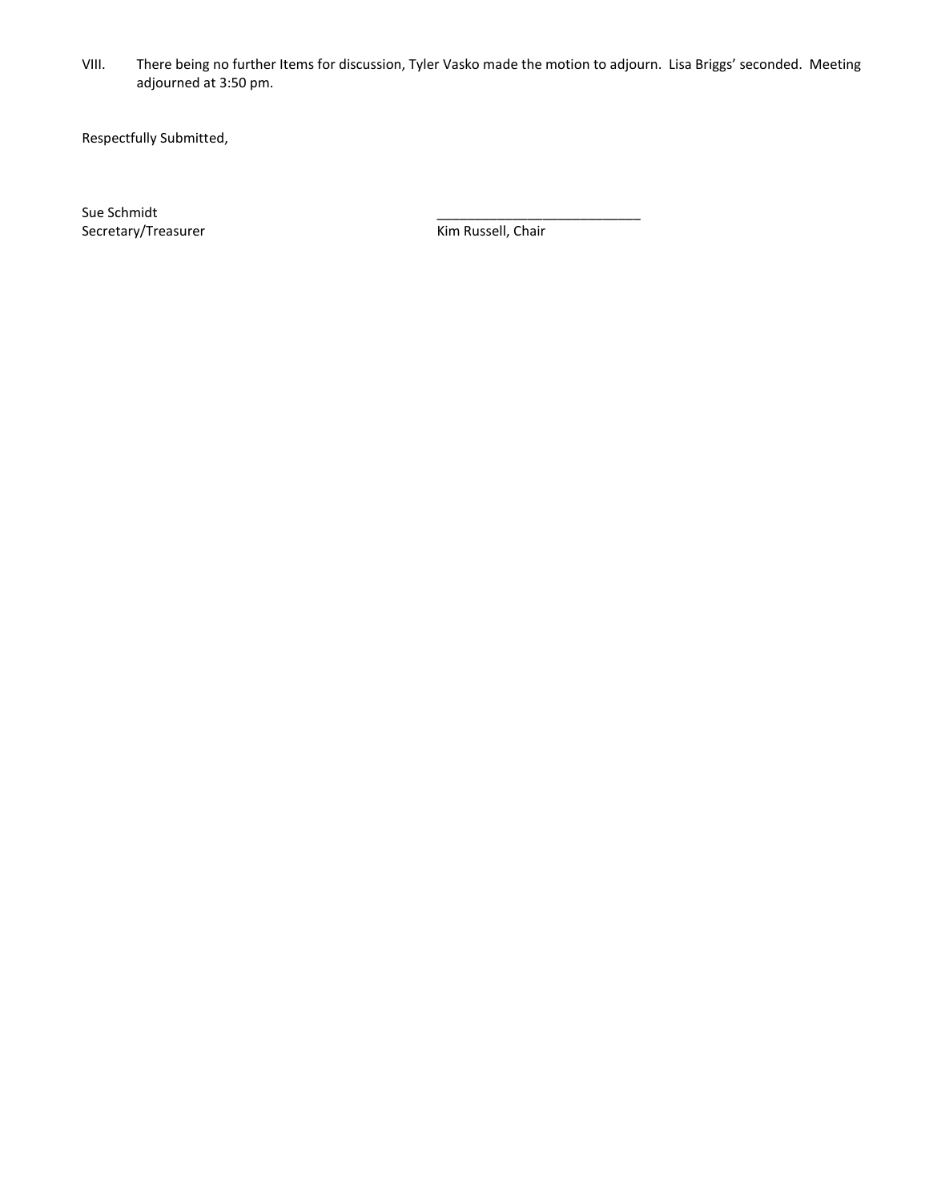VIII. There being no further Items for discussion, Tyler Vasko made the motion to adjourn. Lisa Briggs' seconded. Meeting adjourned at 3:50 pm.

Respectfully Submitted,

Sue Schmidt
Secretary/Treasurer

___________________________
Kim Russell, Chair